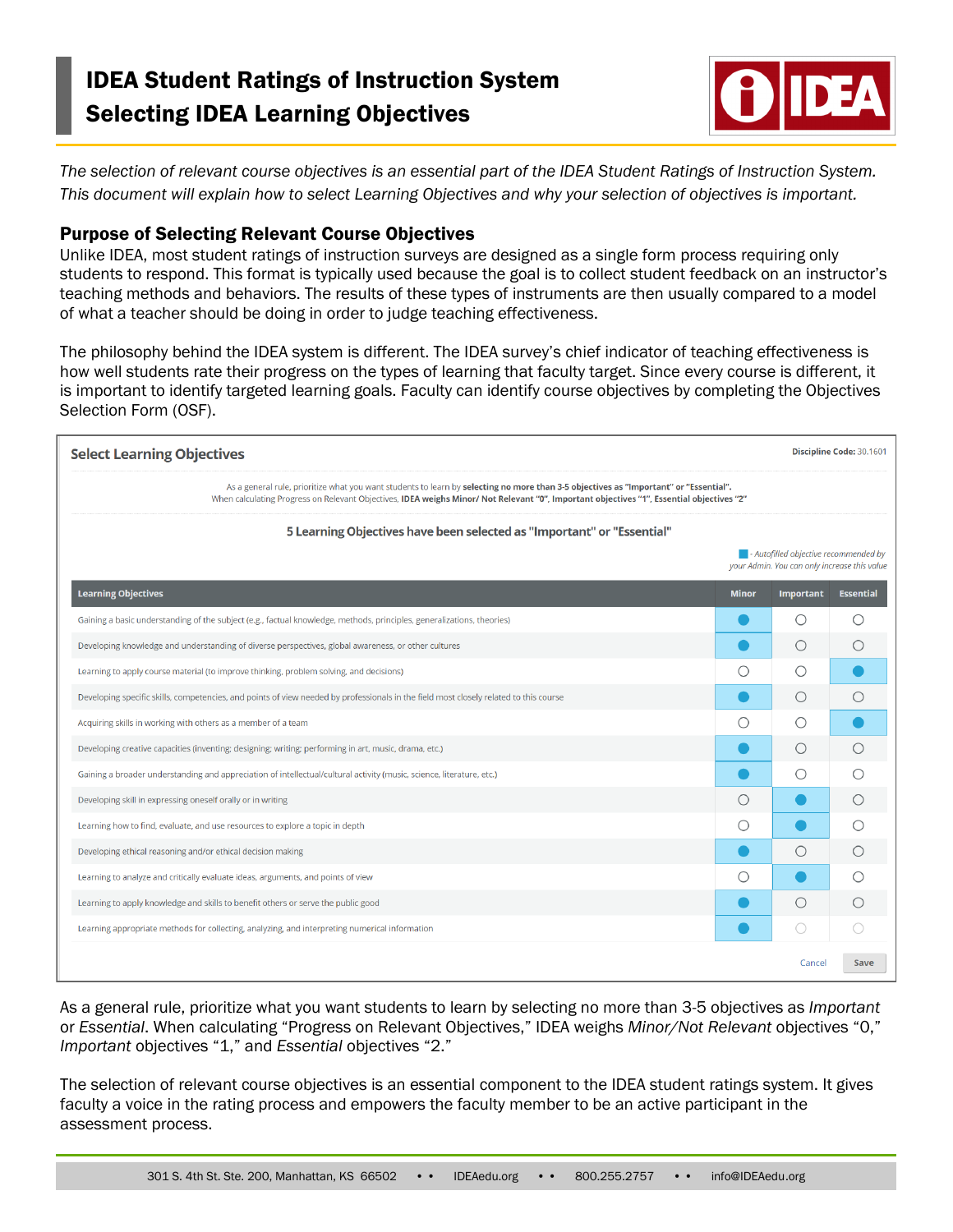# IDEA Student Ratings of Instruction System
# Selecting IDEA Learning Objectives

*The selection of relevant course objectives is an essential part of the IDEA Student Ratings of Instruction System. This document will explain how to select Learning Objectives and why your selection of objectives is important.*

## Purpose of Selecting Relevant Course Objectives

Unlike IDEA, most student ratings of instruction surveys are designed as a single form process requiring only students to respond. This format is typically used because the goal is to collect student feedback on an instructor's teaching methods and behaviors. The results of these types of instruments are then usually compared to a model of what a teacher should be doing in order to judge teaching effectiveness.

The philosophy behind the IDEA system is different. The IDEA survey's chief indicator of teaching effectiveness is how well students rate their progress on the types of learning that faculty target. Since every course is different, it is important to identify targeted learning goals. Faculty can identify course objectives by completing the Objectives Selection Form (OSF).

**Select Learning Objectives** — **Discipline Code:** 30.1601

As a general rule, prioritize what you want students to learn by **selecting no more than 3-5 objectives as "Important" or "Essential".** When calculating Progress on Relevant Objectives, **IDEA weighs Minor/ Not Relevant "0", Important objectives "1", Essential objectives "2"**

**5 Learning Objectives have been selected as "Important" or "Essential"**

■ - *Autofilled objective recommended by your Admin. You can only increase this value*

| Learning Objectives | Minor | Important | Essential |
|---|---|---|---|
| Gaining a basic understanding of the subject (e.g., factual knowledge, methods, principles, generalizations, theories) | ● | ○ | ○ |
| Developing knowledge and understanding of diverse perspectives, global awareness, or other cultures | ● | ○ | ○ |
| Learning to apply course material (to improve thinking, problem solving, and decisions) | ○ | ○ | ● |
| Developing specific skills, competencies, and points of view needed by professionals in the field most closely related to this course | ● | ○ | ○ |
| Acquiring skills in working with others as a member of a team | ○ | ○ | ● |
| Developing creative capacities (inventing; designing; writing; performing in art, music, drama, etc.) | ● | ○ | ○ |
| Gaining a broader understanding and appreciation of intellectual/cultural activity (music, science, literature, etc.) | ● | ○ | ○ |
| Developing skill in expressing oneself orally or in writing | ○ | ● | ○ |
| Learning how to find, evaluate, and use resources to explore a topic in depth | ○ | ● | ○ |
| Developing ethical reasoning and/or ethical decision making | ● | ○ | ○ |
| Learning to analyze and critically evaluate ideas, arguments, and points of view | ○ | ● | ○ |
| Learning to apply knowledge and skills to benefit others or serve the public good | ● | ○ | ○ |
| Learning appropriate methods for collecting, analyzing, and interpreting numerical information | ● | ○ | ○ |

Cancel | Save

As a general rule, prioritize what you want students to learn by selecting no more than 3-5 objectives as *Important* or *Essential*. When calculating "Progress on Relevant Objectives," IDEA weighs *Minor/Not Relevant* objectives "0," *Important* objectives "1," and *Essential* objectives "2."

The selection of relevant course objectives is an essential component to the IDEA student ratings system. It gives faculty a voice in the rating process and empowers the faculty member to be an active participant in the assessment process.

301 S. 4th St. Ste. 200, Manhattan, KS 66502 • • IDEAedu.org • • 800.255.2757 • • info@IDEAedu.org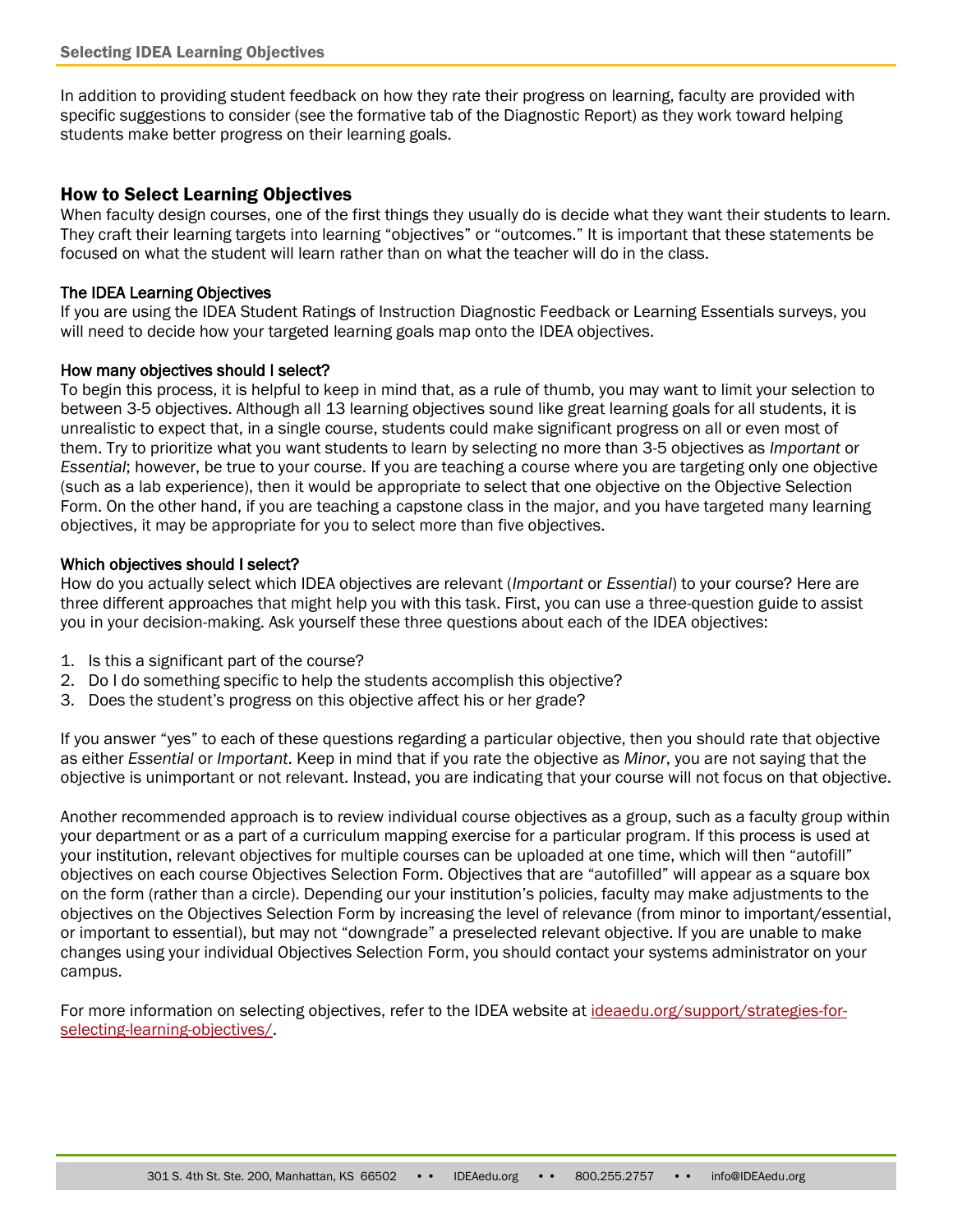In addition to providing student feedback on how they rate their progress on learning, faculty are provided with specific suggestions to consider (see the formative tab of the Diagnostic Report) as they work toward helping students make better progress on their learning goals.

## How to Select Learning Objectives

When faculty design courses, one of the first things they usually do is decide what they want their students to learn. They craft their learning targets into learning "objectives" or "outcomes." It is important that these statements be focused on what the student will learn rather than on what the teacher will do in the class.

### The IDEA Learning Objectives

If you are using the IDEA Student Ratings of Instruction Diagnostic Feedback or Learning Essentials surveys, you will need to decide how your targeted learning goals map onto the IDEA objectives.

### How many objectives should I select?

To begin this process, it is helpful to keep in mind that, as a rule of thumb, you may want to limit your selection to between 3-5 objectives. Although all 13 learning objectives sound like great learning goals for all students, it is unrealistic to expect that, in a single course, students could make significant progress on all or even most of them. Try to prioritize what you want students to learn by selecting no more than 3-5 objectives as *Important* or *Essential*; however, be true to your course. If you are teaching a course where you are targeting only one objective (such as a lab experience), then it would be appropriate to select that one objective on the Objective Selection Form. On the other hand, if you are teaching a capstone class in the major, and you have targeted many learning objectives, it may be appropriate for you to select more than five objectives.

### Which objectives should I select?

How do you actually select which IDEA objectives are relevant (*Important* or *Essential*) to your course? Here are three different approaches that might help you with this task. First, you can use a three-question guide to assist you in your decision-making. Ask yourself these three questions about each of the IDEA objectives:

1. Is this a significant part of the course?
2. Do I do something specific to help the students accomplish this objective?
3. Does the student's progress on this objective affect his or her grade?

If you answer "yes" to each of these questions regarding a particular objective, then you should rate that objective as either *Essential* or *Important*. Keep in mind that if you rate the objective as *Minor*, you are not saying that the objective is unimportant or not relevant. Instead, you are indicating that your course will not focus on that objective.

Another recommended approach is to review individual course objectives as a group, such as a faculty group within your department or as a part of a curriculum mapping exercise for a particular program. If this process is used at your institution, relevant objectives for multiple courses can be uploaded at one time, which will then "autofill" objectives on each course Objectives Selection Form. Objectives that are "autofilled" will appear as a square box on the form (rather than a circle). Depending our your institution's policies, faculty may make adjustments to the objectives on the Objectives Selection Form by increasing the level of relevance (from minor to important/essential, or important to essential), but may not "downgrade" a preselected relevant objective. If you are unable to make changes using your individual Objectives Selection Form, you should contact your systems administrator on your campus.

For more information on selecting objectives, refer to the IDEA website at [ideaedu.org/support/strategies-for-selecting-learning-objectives/](ideaedu.org/support/strategies-for-selecting-learning-objectives/).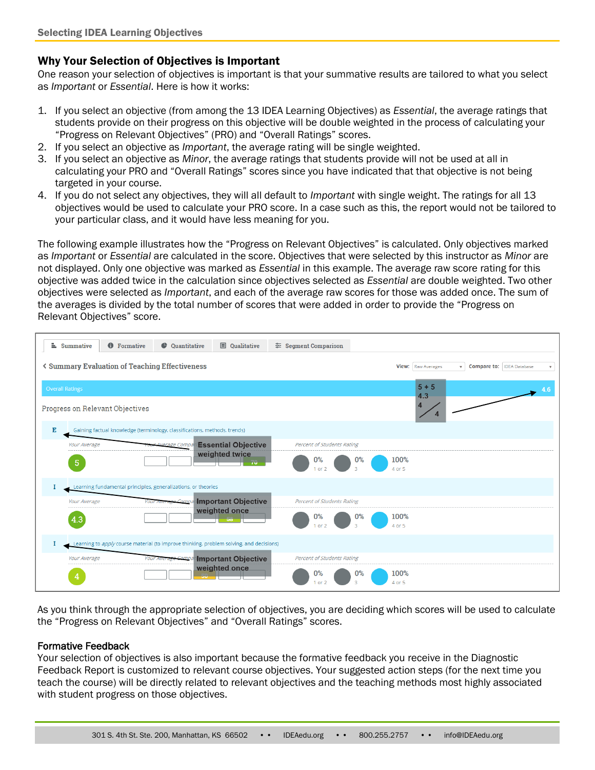## Why Your Selection of Objectives is Important

One reason your selection of objectives is important is that your summative results are tailored to what you select as *Important* or *Essential*. Here is how it works:

1. If you select an objective (from among the 13 IDEA Learning Objectives) as *Essential*, the average ratings that students provide on their progress on this objective will be double weighted in the process of calculating your "Progress on Relevant Objectives" (PRO) and "Overall Ratings" scores.
2. If you select an objective as *Important*, the average rating will be single weighted.
3. If you select an objective as *Minor*, the average ratings that students provide will not be used at all in calculating your PRO and "Overall Ratings" scores since you have indicated that that objective is not being targeted in your course.
4. If you do not select any objectives, they will all default to *Important* with single weight. The ratings for all 13 objectives would be used to calculate your PRO score. In a case such as this, the report would not be tailored to your particular class, and it would have less meaning for you.

The following example illustrates how the "Progress on Relevant Objectives" is calculated. Only objectives marked as *Important* or *Essential* are calculated in the score. Objectives that were selected by this instructor as *Minor* are not displayed. Only one objective was marked as *Essential* in this example. The average raw score rating for this objective was added twice in the calculation since objectives selected as *Essential* are double weighted. Two other objectives were selected as *Important*, and each of the average raw scores for those was added once. The sum of the averages is divided by the total number of scores that were added in order to provide the "Progress on Relevant Objectives" score.

Summative | Formative | Quantitative | Qualitative | Segment Comparison

Summary Evaluation of Teaching Effectiveness

View: Raw Averages | Compare to: IDEA Database

Overall Ratings — 4.6

Progress on Relevant Objectives

5 + 5
4.3
4
/ 4

E — Gaining factual knowledge (terminology, classifications, methods, trends)

Your Average: 5 — Essential Objective weighted twice

Percent of Students Rating: 0% (1 or 2), 0% (3), 100% (4 or 5)

I — Learning fundamental principles, generalizations, or theories

Your Average: 4.3 — Important Objective weighted once

Percent of Students Rating: 0% (1 or 2), 0% (3), 100% (4 or 5)

I — Learning to *apply* course material (to improve thinking, problem solving, and decisions)

Your Average: 4 — Important Objective weighted once

Percent of Students Rating: 0% (1 or 2), 0% (3), 100% (4 or 5)

As you think through the appropriate selection of objectives, you are deciding which scores will be used to calculate the "Progress on Relevant Objectives" and "Overall Ratings" scores.

### Formative Feedback

Your selection of objectives is also important because the formative feedback you receive in the Diagnostic Feedback Report is customized to relevant course objectives. Your suggested action steps (for the next time you teach the course) will be directly related to relevant objectives and the teaching methods most highly associated with student progress on those objectives.

301 S. 4th St. Ste. 200, Manhattan, KS 66502 • • IDEAedu.org • • 800.255.2757 • • info@IDEAedu.org